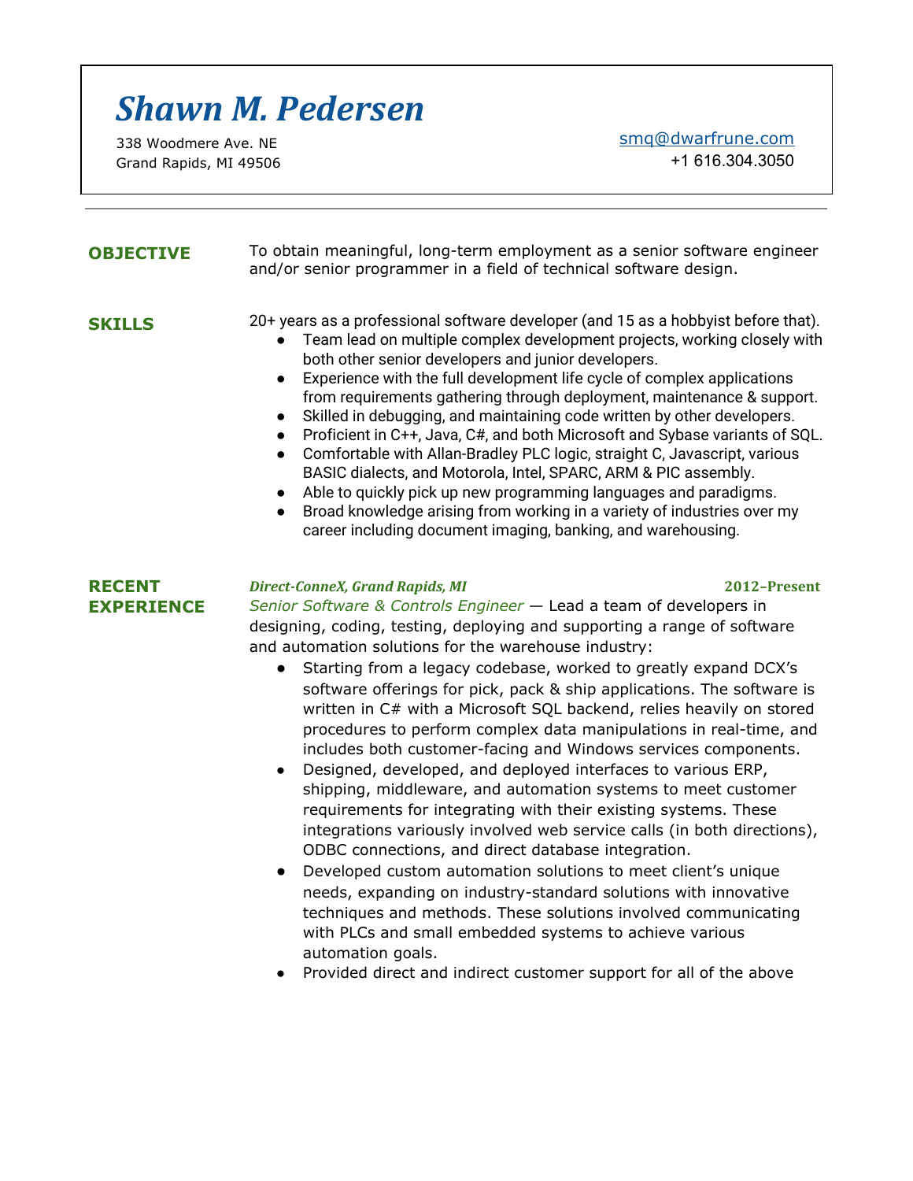# *Shawn M. Pedersen*

338 Woodmere Ave. NE
Grand Rapids, MI 49506

[smq@dwarfrune.com](mailto:smq@dwarfrune.com)
+1 616.304.3050

---

## OBJECTIVE

To obtain meaningful, long-term employment as a senior software engineer and/or senior programmer in a field of technical software design.

## SKILLS

20+ years as a professional software developer (and 15 as a hobbyist before that).

- Team lead on multiple complex development projects, working closely with both other senior developers and junior developers.
- Experience with the full development life cycle of complex applications from requirements gathering through deployment, maintenance & support.
- Skilled in debugging, and maintaining code written by other developers.
- Proficient in C++, Java, C#, and both Microsoft and Sybase variants of SQL.
- Comfortable with Allan-Bradley PLC logic, straight C, Javascript, various BASIC dialects, and Motorola, Intel, SPARC, ARM & PIC assembly.
- Able to quickly pick up new programming languages and paradigms.
- Broad knowledge arising from working in a variety of industries over my career including document imaging, banking, and warehousing.

## RECENT EXPERIENCE

***Direct-ConneX, Grand Rapids, MI*** — **2012–Present**

*Senior Software & Controls Engineer* — Lead a team of developers in designing, coding, testing, deploying and supporting a range of software and automation solutions for the warehouse industry:

- Starting from a legacy codebase, worked to greatly expand DCX's software offerings for pick, pack & ship applications. The software is written in C# with a Microsoft SQL backend, relies heavily on stored procedures to perform complex data manipulations in real-time, and includes both customer-facing and Windows services components.
- Designed, developed, and deployed interfaces to various ERP, shipping, middleware, and automation systems to meet customer requirements for integrating with their existing systems. These integrations variously involved web service calls (in both directions), ODBC connections, and direct database integration.
- Developed custom automation solutions to meet client's unique needs, expanding on industry-standard solutions with innovative techniques and methods. These solutions involved communicating with PLCs and small embedded systems to achieve various automation goals.
- Provided direct and indirect customer support for all of the above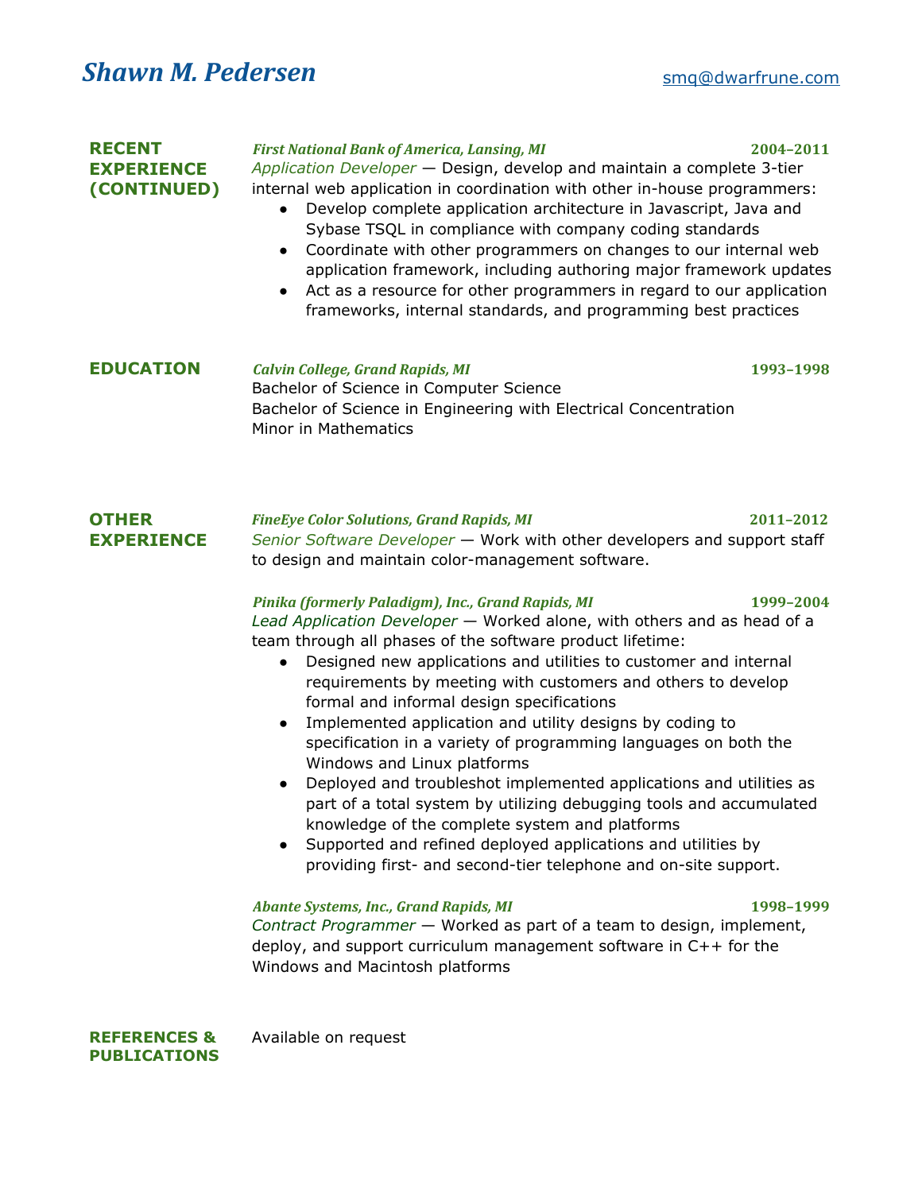# Shawn M. Pedersen

smq@dwarfrune.com

## RECENT EXPERIENCE (CONTINUED)

***First National Bank of America, Lansing, MI*** **2004–2011**

*Application Developer* — Design, develop and maintain a complete 3-tier internal web application in coordination with other in-house programmers:

- Develop complete application architecture in Javascript, Java and Sybase TSQL in compliance with company coding standards
- Coordinate with other programmers on changes to our internal web application framework, including authoring major framework updates
- Act as a resource for other programmers in regard to our application frameworks, internal standards, and programming best practices

## EDUCATION

***Calvin College, Grand Rapids, MI*** **1993–1998**

Bachelor of Science in Computer Science
Bachelor of Science in Engineering with Electrical Concentration
Minor in Mathematics

## OTHER EXPERIENCE

***FineEye Color Solutions, Grand Rapids, MI*** **2011–2012**

*Senior Software Developer* — Work with other developers and support staff to design and maintain color-management software.

***Pinika (formerly Paladigm), Inc., Grand Rapids, MI*** **1999–2004**

*Lead Application Developer* — Worked alone, with others and as head of a team through all phases of the software product lifetime:

- Designed new applications and utilities to customer and internal requirements by meeting with customers and others to develop formal and informal design specifications
- Implemented application and utility designs by coding to specification in a variety of programming languages on both the Windows and Linux platforms
- Deployed and troubleshot implemented applications and utilities as part of a total system by utilizing debugging tools and accumulated knowledge of the complete system and platforms
- Supported and refined deployed applications and utilities by providing first- and second-tier telephone and on-site support.

***Abante Systems, Inc., Grand Rapids, MI*** **1998–1999**

*Contract Programmer* — Worked as part of a team to design, implement, deploy, and support curriculum management software in C++ for the Windows and Macintosh platforms

## REFERENCES & PUBLICATIONS

Available on request